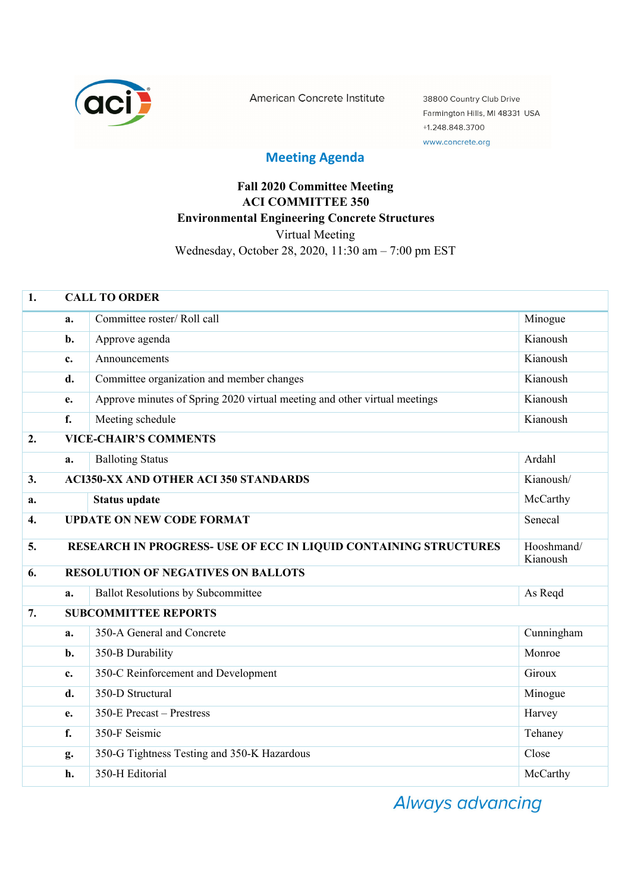American Concrete Institute

38800 Country Club Drive
Farmington Hills, MI 48331 USA
+1.248.848.3700
www.concrete.org

## Meeting Agenda

**Fall 2020 Committee Meeting**
**ACI COMMITTEE 350**
**Environmental Engineering Concrete Structures**
Virtual Meeting
Wednesday, October 28, 2020, 11:30 am – 7:00 pm EST

| | | | |
|---|---|---|---|
| **1.** | **CALL TO ORDER** | | |
| | **a.** | Committee roster/ Roll call | Minogue |
| | **b.** | Approve agenda | Kianoush |
| | **c.** | Announcements | Kianoush |
| | **d.** | Committee organization and member changes | Kianoush |
| | **e.** | Approve minutes of Spring 2020 virtual meeting and other virtual meetings | Kianoush |
| | **f.** | Meeting schedule | Kianoush |
| **2.** | **VICE-CHAIR'S COMMENTS** | | |
| | **a.** | Balloting Status | Ardahl |
| **3.** | **ACI350-XX AND OTHER ACI 350 STANDARDS** | | Kianoush/ |
| **a.** | | **Status update** | McCarthy |
| **4.** | **UPDATE ON NEW CODE FORMAT** | | Senecal |
| **5.** | **RESEARCH IN PROGRESS- USE OF ECC IN LIQUID CONTAINING STRUCTURES** | | Hooshmand/ Kianoush |
| **6.** | **RESOLUTION OF NEGATIVES ON BALLOTS** | | |
| | **a.** | Ballot Resolutions by Subcommittee | As Reqd |
| **7.** | **SUBCOMMITTEE REPORTS** | | |
| | **a.** | 350-A General and Concrete | Cunningham |
| | **b.** | 350-B Durability | Monroe |
| | **c.** | 350-C Reinforcement and Development | Giroux |
| | **d.** | 350-D Structural | Minogue |
| | **e.** | 350-E Precast – Prestress | Harvey |
| | **f.** | 350-F Seismic | Tehaney |
| | **g.** | 350-G Tightness Testing and 350-K Hazardous | Close |
| | **h.** | 350-H Editorial | McCarthy |

*Always advancing*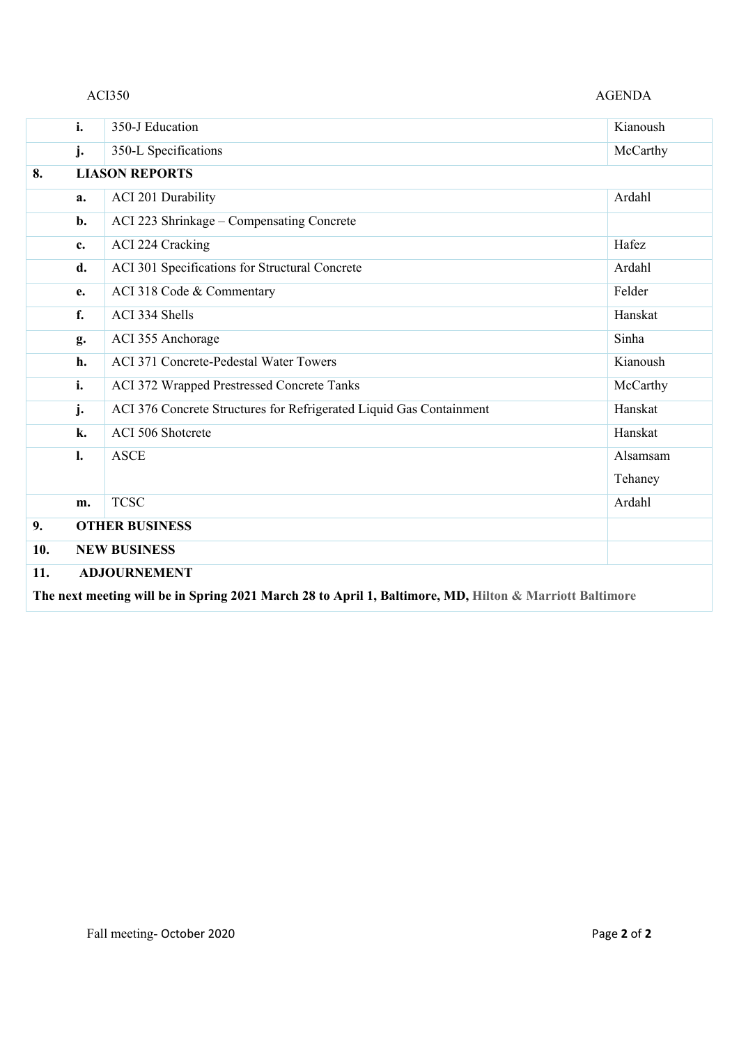| | | |
|---|---|---|
| **i.** | 350-J Education | Kianoush |
| **j.** | 350-L Specifications | McCarthy |
| **8.** | **LIASON REPORTS** | |
| **a.** | ACI 201 Durability | Ardahl |
| **b.** | ACI 223 Shrinkage – Compensating Concrete | |
| **c.** | ACI 224 Cracking | Hafez |
| **d.** | ACI 301 Specifications for Structural Concrete | Ardahl |
| **e.** | ACI 318 Code & Commentary | Felder |
| **f.** | ACI 334 Shells | Hanskat |
| **g.** | ACI 355 Anchorage | Sinha |
| **h.** | ACI 371 Concrete-Pedestal Water Towers | Kianoush |
| **i.** | ACI 372 Wrapped Prestressed Concrete Tanks | McCarthy |
| **j.** | ACI 376 Concrete Structures for Refrigerated Liquid Gas Containment | Hanskat |
| **k.** | ACI 506 Shotcrete | Hanskat |
| **l.** | ASCE | Alsamsam<br>Tehaney |
| **m.** | TCSC | Ardahl |
| **9.** | **OTHER BUSINESS** | |
| **10.** | **NEW BUSINESS** | |
| **11.** | **ADJOURNEMENT** | |

**The next meeting will be in Spring 2021 March 28 to April 1, Baltimore, MD, Hilton & Marriott Baltimore**